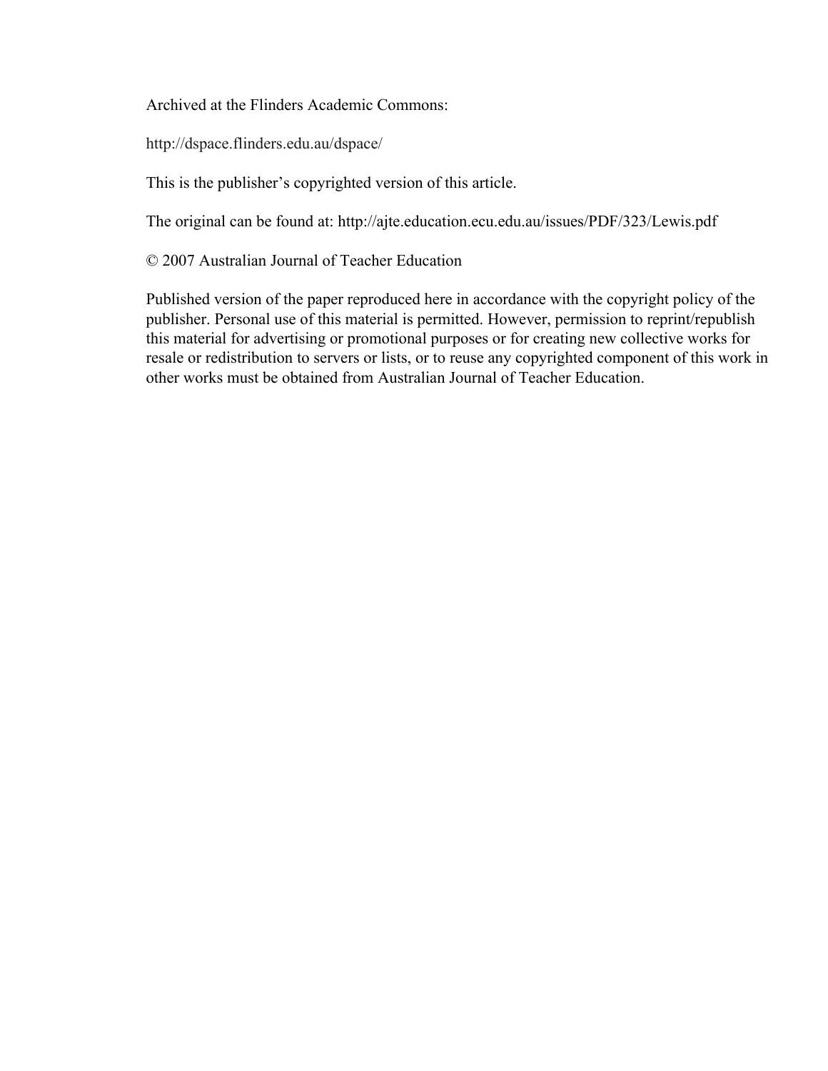Archived at the Flinders Academic Commons:

http://dspace.flinders.edu.au/dspace/

This is the publisher's copyrighted version of this article.

The original can be found at: http://ajte.education.ecu.edu.au/issues/PDF/323/Lewis.pdf

© 2007 Australian Journal of Teacher Education

Published version of the paper reproduced here in accordance with the copyright policy of the publisher. Personal use of this material is permitted. However, permission to reprint/republish this material for advertising or promotional purposes or for creating new collective works for resale or redistribution to servers or lists, or to reuse any copyrighted component of this work in other works must be obtained from Australian Journal of Teacher Education.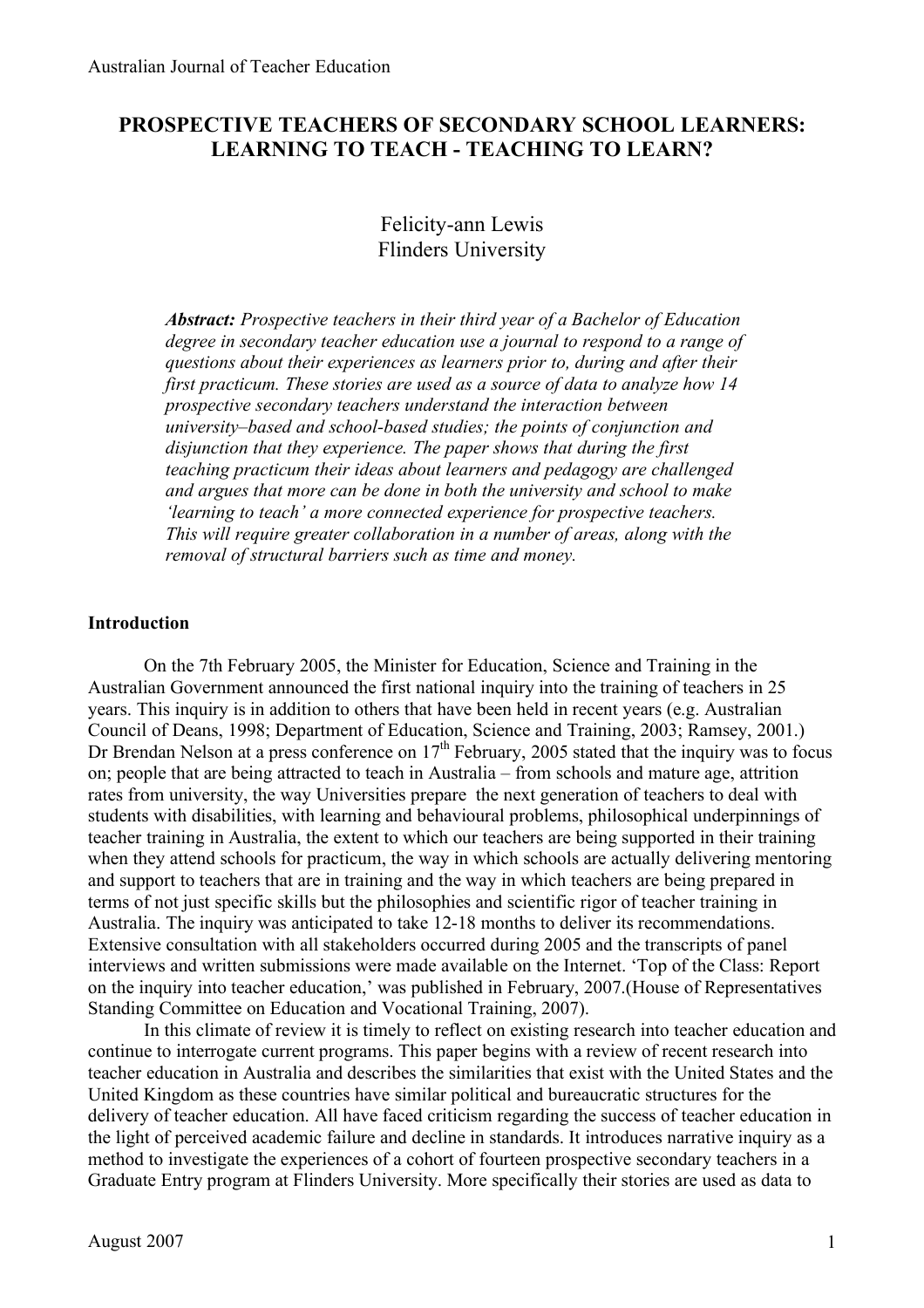# PROSPECTIVE TEACHERS OF SECONDARY SCHOOL LEARNERS: LEARNING TO TEACH - TEACHING TO LEARN?

Felicity-ann Lewis
Flinders University

***Abstract:*** *Prospective teachers in their third year of a Bachelor of Education degree in secondary teacher education use a journal to respond to a range of questions about their experiences as learners prior to, during and after their first practicum. These stories are used as a source of data to analyze how 14 prospective secondary teachers understand the interaction between university–based and school-based studies; the points of conjunction and disjunction that they experience. The paper shows that during the first teaching practicum their ideas about learners and pedagogy are challenged and argues that more can be done in both the university and school to make 'learning to teach' a more connected experience for prospective teachers. This will require greater collaboration in a number of areas, along with the removal of structural barriers such as time and money.*

## Introduction

On the 7th February 2005, the Minister for Education, Science and Training in the Australian Government announced the first national inquiry into the training of teachers in 25 years. This inquiry is in addition to others that have been held in recent years (e.g. Australian Council of Deans, 1998; Department of Education, Science and Training, 2003; Ramsey, 2001.) Dr Brendan Nelson at a press conference on 17th February, 2005 stated that the inquiry was to focus on; people that are being attracted to teach in Australia – from schools and mature age, attrition rates from university, the way Universities prepare the next generation of teachers to deal with students with disabilities, with learning and behavioural problems, philosophical underpinnings of teacher training in Australia, the extent to which our teachers are being supported in their training when they attend schools for practicum, the way in which schools are actually delivering mentoring and support to teachers that are in training and the way in which teachers are being prepared in terms of not just specific skills but the philosophies and scientific rigor of teacher training in Australia. The inquiry was anticipated to take 12-18 months to deliver its recommendations. Extensive consultation with all stakeholders occurred during 2005 and the transcripts of panel interviews and written submissions were made available on the Internet. 'Top of the Class: Report on the inquiry into teacher education,' was published in February, 2007.(House of Representatives Standing Committee on Education and Vocational Training, 2007).

In this climate of review it is timely to reflect on existing research into teacher education and continue to interrogate current programs. This paper begins with a review of recent research into teacher education in Australia and describes the similarities that exist with the United States and the United Kingdom as these countries have similar political and bureaucratic structures for the delivery of teacher education. All have faced criticism regarding the success of teacher education in the light of perceived academic failure and decline in standards. It introduces narrative inquiry as a method to investigate the experiences of a cohort of fourteen prospective secondary teachers in a Graduate Entry program at Flinders University. More specifically their stories are used as data to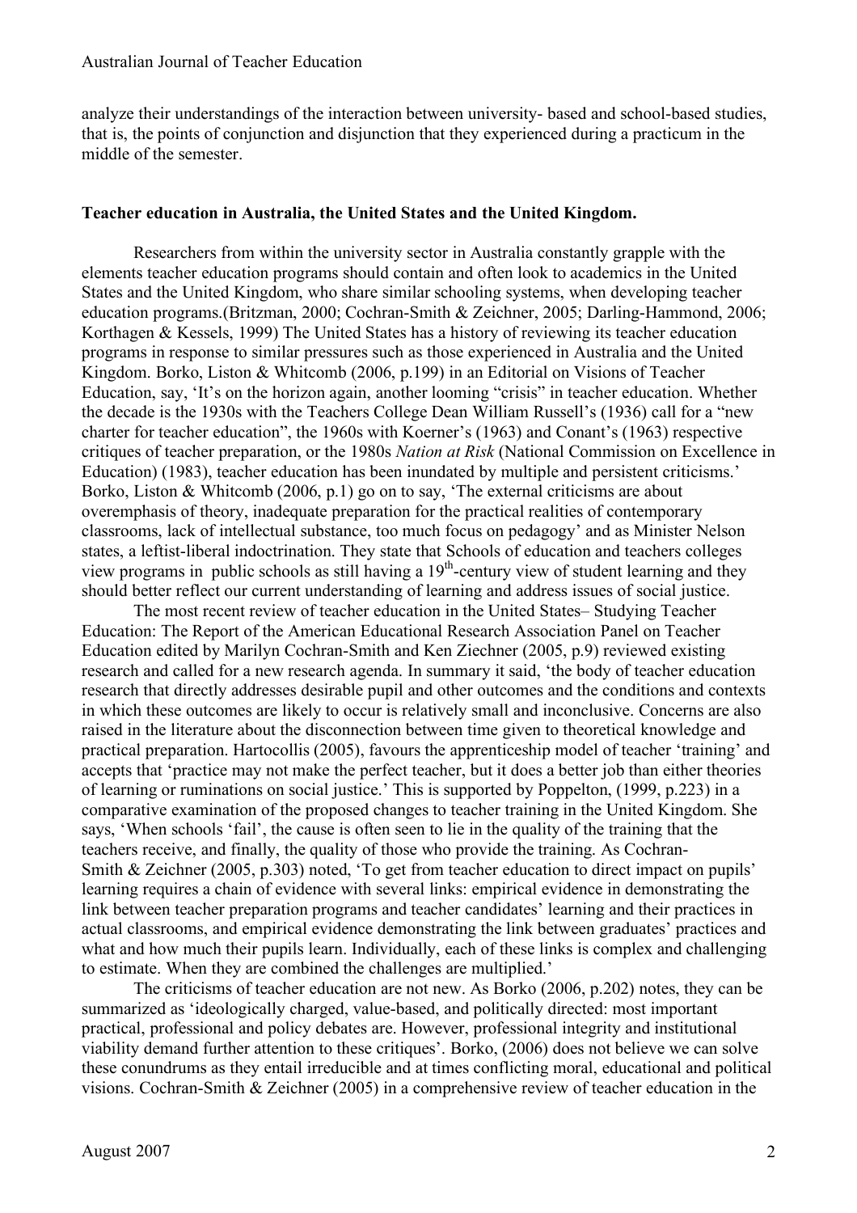analyze their understandings of the interaction between university- based and school-based studies, that is, the points of conjunction and disjunction that they experienced during a practicum in the middle of the semester.

## Teacher education in Australia, the United States and the United Kingdom.

Researchers from within the university sector in Australia constantly grapple with the elements teacher education programs should contain and often look to academics in the United States and the United Kingdom, who share similar schooling systems, when developing teacher education programs.(Britzman, 2000; Cochran-Smith & Zeichner, 2005; Darling-Hammond, 2006; Korthagen & Kessels, 1999) The United States has a history of reviewing its teacher education programs in response to similar pressures such as those experienced in Australia and the United Kingdom. Borko, Liston & Whitcomb (2006, p.199) in an Editorial on Visions of Teacher Education, say, 'It's on the horizon again, another looming "crisis" in teacher education. Whether the decade is the 1930s with the Teachers College Dean William Russell's (1936) call for a "new charter for teacher education", the 1960s with Koerner's (1963) and Conant's (1963) respective critiques of teacher preparation, or the 1980s *Nation at Risk* (National Commission on Excellence in Education) (1983), teacher education has been inundated by multiple and persistent criticisms.' Borko, Liston & Whitcomb (2006, p.1) go on to say, 'The external criticisms are about overemphasis of theory, inadequate preparation for the practical realities of contemporary classrooms, lack of intellectual substance, too much focus on pedagogy' and as Minister Nelson states, a leftist-liberal indoctrination. They state that Schools of education and teachers colleges view programs in public schools as still having a 19th-century view of student learning and they should better reflect our current understanding of learning and address issues of social justice.

The most recent review of teacher education in the United States– Studying Teacher Education: The Report of the American Educational Research Association Panel on Teacher Education edited by Marilyn Cochran-Smith and Ken Ziechner (2005, p.9) reviewed existing research and called for a new research agenda. In summary it said, 'the body of teacher education research that directly addresses desirable pupil and other outcomes and the conditions and contexts in which these outcomes are likely to occur is relatively small and inconclusive. Concerns are also raised in the literature about the disconnection between time given to theoretical knowledge and practical preparation. Hartocollis (2005), favours the apprenticeship model of teacher 'training' and accepts that 'practice may not make the perfect teacher, but it does a better job than either theories of learning or ruminations on social justice.' This is supported by Poppelton, (1999, p.223) in a comparative examination of the proposed changes to teacher training in the United Kingdom. She says, 'When schools 'fail', the cause is often seen to lie in the quality of the training that the teachers receive, and finally, the quality of those who provide the training. As Cochran-Smith & Zeichner (2005, p.303) noted, 'To get from teacher education to direct impact on pupils' learning requires a chain of evidence with several links: empirical evidence in demonstrating the link between teacher preparation programs and teacher candidates' learning and their practices in actual classrooms, and empirical evidence demonstrating the link between graduates' practices and what and how much their pupils learn. Individually, each of these links is complex and challenging to estimate. When they are combined the challenges are multiplied.'

The criticisms of teacher education are not new. As Borko (2006, p.202) notes, they can be summarized as 'ideologically charged, value-based, and politically directed: most important practical, professional and policy debates are. However, professional integrity and institutional viability demand further attention to these critiques'. Borko, (2006) does not believe we can solve these conundrums as they entail irreducible and at times conflicting moral, educational and political visions. Cochran-Smith & Zeichner (2005) in a comprehensive review of teacher education in the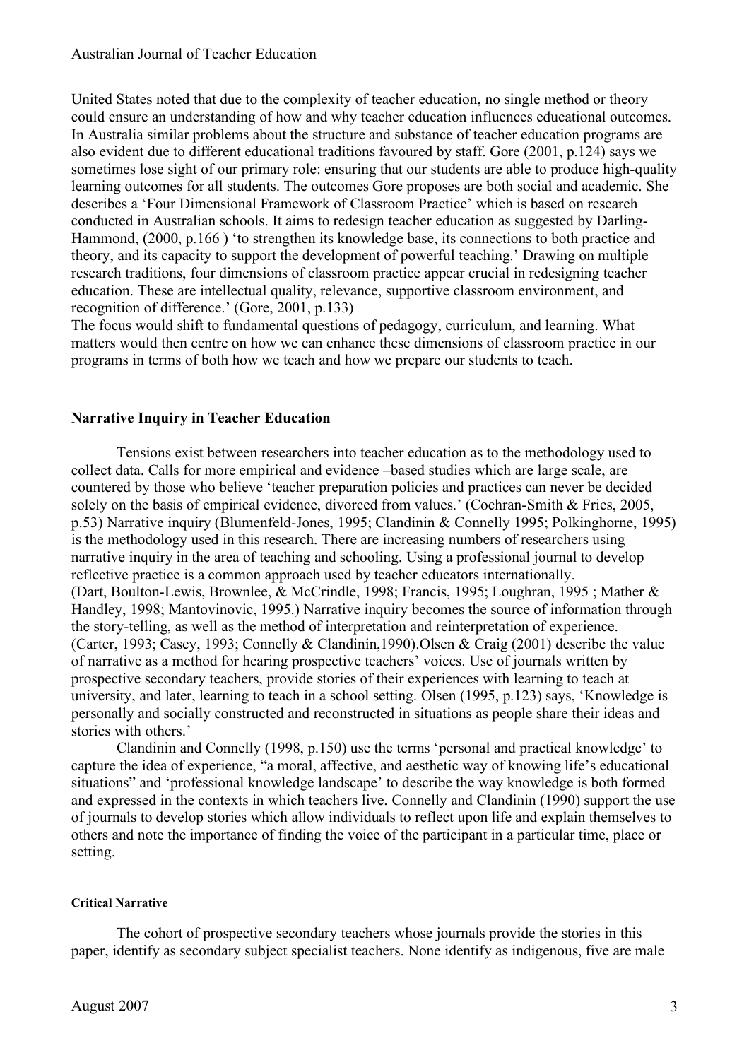United States noted that due to the complexity of teacher education, no single method or theory could ensure an understanding of how and why teacher education influences educational outcomes. In Australia similar problems about the structure and substance of teacher education programs are also evident due to different educational traditions favoured by staff. Gore (2001, p.124) says we sometimes lose sight of our primary role: ensuring that our students are able to produce high-quality learning outcomes for all students. The outcomes Gore proposes are both social and academic. She describes a 'Four Dimensional Framework of Classroom Practice' which is based on research conducted in Australian schools. It aims to redesign teacher education as suggested by Darling-Hammond, (2000, p.166 ) 'to strengthen its knowledge base, its connections to both practice and theory, and its capacity to support the development of powerful teaching.' Drawing on multiple research traditions, four dimensions of classroom practice appear crucial in redesigning teacher education. These are intellectual quality, relevance, supportive classroom environment, and recognition of difference.' (Gore, 2001, p.133)

The focus would shift to fundamental questions of pedagogy, curriculum, and learning. What matters would then centre on how we can enhance these dimensions of classroom practice in our programs in terms of both how we teach and how we prepare our students to teach.

## Narrative Inquiry in Teacher Education

Tensions exist between researchers into teacher education as to the methodology used to collect data. Calls for more empirical and evidence –based studies which are large scale, are countered by those who believe 'teacher preparation policies and practices can never be decided solely on the basis of empirical evidence, divorced from values.' (Cochran-Smith & Fries, 2005, p.53) Narrative inquiry (Blumenfeld-Jones, 1995; Clandinin & Connelly 1995; Polkinghorne, 1995) is the methodology used in this research. There are increasing numbers of researchers using narrative inquiry in the area of teaching and schooling. Using a professional journal to develop reflective practice is a common approach used by teacher educators internationally. (Dart, Boulton-Lewis, Brownlee, & McCrindle, 1998; Francis, 1995; Loughran, 1995 ; Mather & Handley, 1998; Mantovinovic, 1995.) Narrative inquiry becomes the source of information through the story-telling, as well as the method of interpretation and reinterpretation of experience. (Carter, 1993; Casey, 1993; Connelly & Clandinin,1990).Olsen & Craig (2001) describe the value of narrative as a method for hearing prospective teachers' voices. Use of journals written by prospective secondary teachers, provide stories of their experiences with learning to teach at university, and later, learning to teach in a school setting. Olsen (1995, p.123) says, 'Knowledge is personally and socially constructed and reconstructed in situations as people share their ideas and stories with others.'

Clandinin and Connelly (1998, p.150) use the terms 'personal and practical knowledge' to capture the idea of experience, "a moral, affective, and aesthetic way of knowing life's educational situations" and 'professional knowledge landscape' to describe the way knowledge is both formed and expressed in the contexts in which teachers live. Connelly and Clandinin (1990) support the use of journals to develop stories which allow individuals to reflect upon life and explain themselves to others and note the importance of finding the voice of the participant in a particular time, place or setting.

### Critical Narrative

The cohort of prospective secondary teachers whose journals provide the stories in this paper, identify as secondary subject specialist teachers. None identify as indigenous, five are male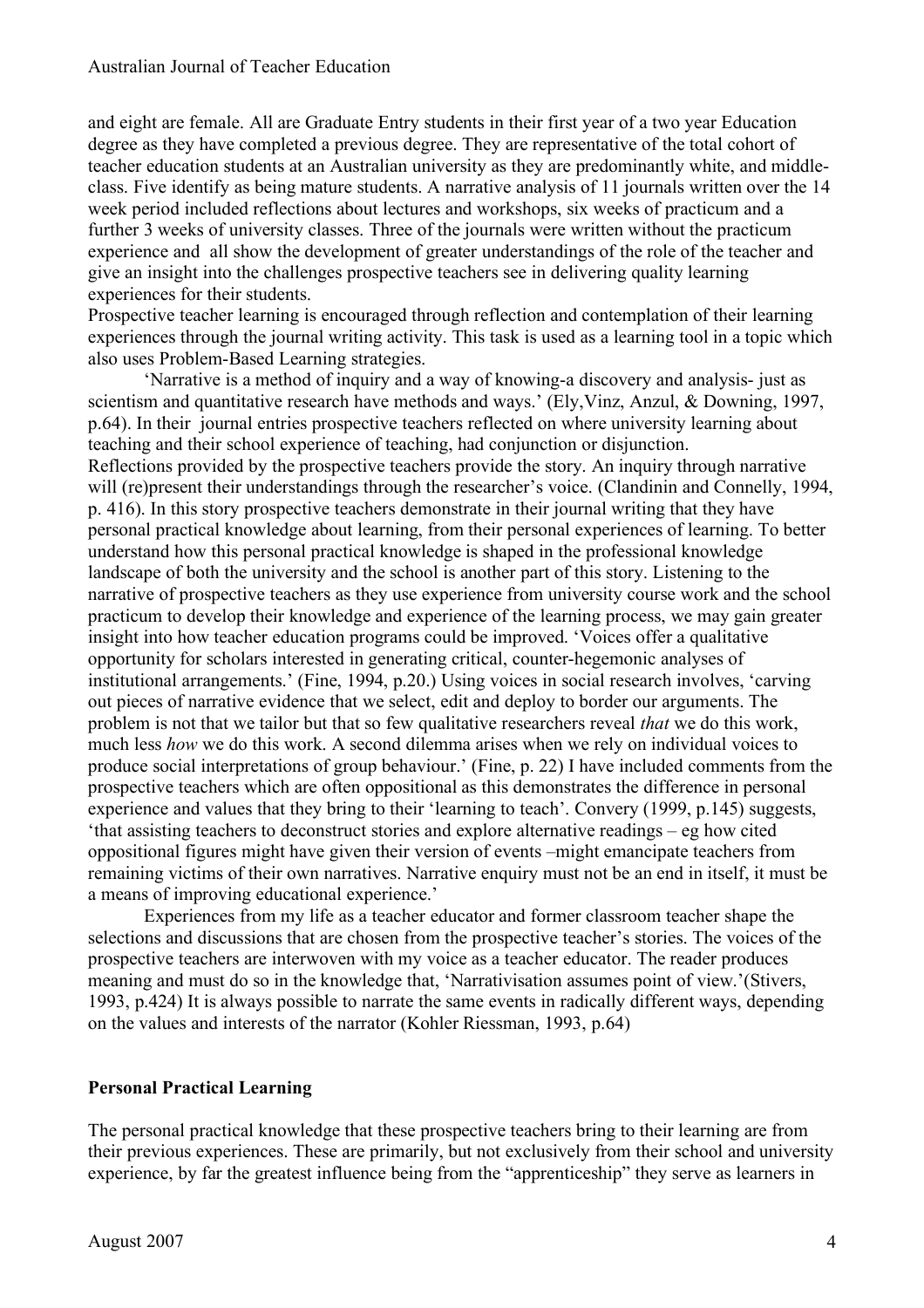and eight are female. All are Graduate Entry students in their first year of a two year Education degree as they have completed a previous degree. They are representative of the total cohort of teacher education students at an Australian university as they are predominantly white, and middle-class. Five identify as being mature students. A narrative analysis of 11 journals written over the 14 week period included reflections about lectures and workshops, six weeks of practicum and a further 3 weeks of university classes. Three of the journals were written without the practicum experience and all show the development of greater understandings of the role of the teacher and give an insight into the challenges prospective teachers see in delivering quality learning experiences for their students.

Prospective teacher learning is encouraged through reflection and contemplation of their learning experiences through the journal writing activity. This task is used as a learning tool in a topic which also uses Problem-Based Learning strategies.

'Narrative is a method of inquiry and a way of knowing-a discovery and analysis- just as scientism and quantitative research have methods and ways.' (Ely,Vinz, Anzul, & Downing, 1997, p.64). In their journal entries prospective teachers reflected on where university learning about teaching and their school experience of teaching, had conjunction or disjunction.

Reflections provided by the prospective teachers provide the story. An inquiry through narrative will (re)present their understandings through the researcher's voice. (Clandinin and Connelly, 1994, p. 416). In this story prospective teachers demonstrate in their journal writing that they have personal practical knowledge about learning, from their personal experiences of learning. To better understand how this personal practical knowledge is shaped in the professional knowledge landscape of both the university and the school is another part of this story. Listening to the narrative of prospective teachers as they use experience from university course work and the school practicum to develop their knowledge and experience of the learning process, we may gain greater insight into how teacher education programs could be improved. 'Voices offer a qualitative opportunity for scholars interested in generating critical, counter-hegemonic analyses of institutional arrangements.' (Fine, 1994, p.20.) Using voices in social research involves, 'carving out pieces of narrative evidence that we select, edit and deploy to border our arguments. The problem is not that we tailor but that so few qualitative researchers reveal *that* we do this work, much less *how* we do this work. A second dilemma arises when we rely on individual voices to produce social interpretations of group behaviour.' (Fine, p. 22) I have included comments from the prospective teachers which are often oppositional as this demonstrates the difference in personal experience and values that they bring to their 'learning to teach'. Convery (1999, p.145) suggests, 'that assisting teachers to deconstruct stories and explore alternative readings – eg how cited oppositional figures might have given their version of events –might emancipate teachers from remaining victims of their own narratives. Narrative enquiry must not be an end in itself, it must be a means of improving educational experience.'

Experiences from my life as a teacher educator and former classroom teacher shape the selections and discussions that are chosen from the prospective teacher's stories. The voices of the prospective teachers are interwoven with my voice as a teacher educator. The reader produces meaning and must do so in the knowledge that, 'Narrativisation assumes point of view.'(Stivers, 1993, p.424) It is always possible to narrate the same events in radically different ways, depending on the values and interests of the narrator (Kohler Riessman, 1993, p.64)

## Personal Practical Learning

The personal practical knowledge that these prospective teachers bring to their learning are from their previous experiences. These are primarily, but not exclusively from their school and university experience, by far the greatest influence being from the "apprenticeship" they serve as learners in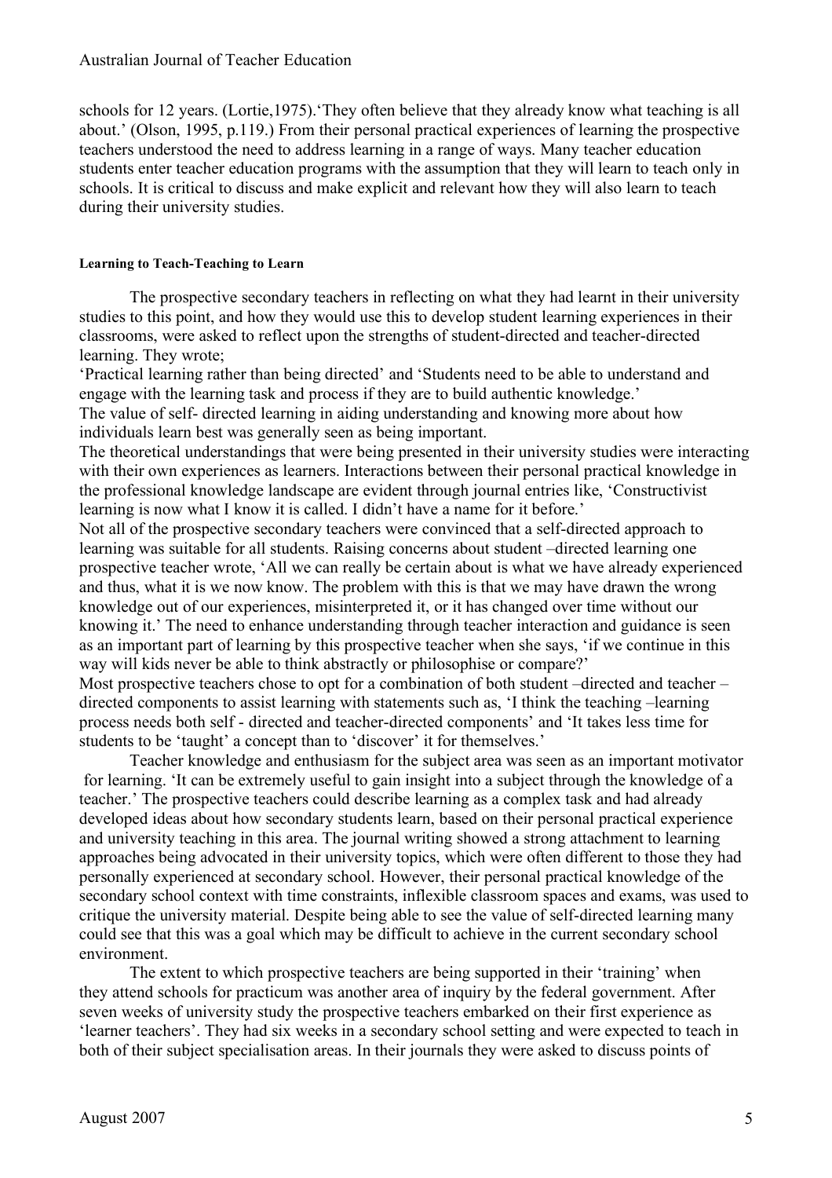schools for 12 years. (Lortie,1975).'They often believe that they already know what teaching is all about.' (Olson, 1995, p.119.) From their personal practical experiences of learning the prospective teachers understood the need to address learning in a range of ways. Many teacher education students enter teacher education programs with the assumption that they will learn to teach only in schools. It is critical to discuss and make explicit and relevant how they will also learn to teach during their university studies.

#### Learning to Teach-Teaching to Learn

The prospective secondary teachers in reflecting on what they had learnt in their university studies to this point, and how they would use this to develop student learning experiences in their classrooms, were asked to reflect upon the strengths of student-directed and teacher-directed learning. They wrote;

'Practical learning rather than being directed' and 'Students need to be able to understand and engage with the learning task and process if they are to build authentic knowledge.'

The value of self- directed learning in aiding understanding and knowing more about how individuals learn best was generally seen as being important.

The theoretical understandings that were being presented in their university studies were interacting with their own experiences as learners. Interactions between their personal practical knowledge in the professional knowledge landscape are evident through journal entries like, 'Constructivist learning is now what I know it is called. I didn't have a name for it before.'

Not all of the prospective secondary teachers were convinced that a self-directed approach to learning was suitable for all students. Raising concerns about student –directed learning one prospective teacher wrote, 'All we can really be certain about is what we have already experienced and thus, what it is we now know. The problem with this is that we may have drawn the wrong knowledge out of our experiences, misinterpreted it, or it has changed over time without our knowing it.' The need to enhance understanding through teacher interaction and guidance is seen as an important part of learning by this prospective teacher when she says, 'if we continue in this way will kids never be able to think abstractly or philosophise or compare?'

Most prospective teachers chose to opt for a combination of both student –directed and teacher –directed components to assist learning with statements such as, 'I think the teaching –learning process needs both self - directed and teacher-directed components' and 'It takes less time for students to be 'taught' a concept than to 'discover' it for themselves.'

Teacher knowledge and enthusiasm for the subject area was seen as an important motivator for learning. 'It can be extremely useful to gain insight into a subject through the knowledge of a teacher.' The prospective teachers could describe learning as a complex task and had already developed ideas about how secondary students learn, based on their personal practical experience and university teaching in this area. The journal writing showed a strong attachment to learning approaches being advocated in their university topics, which were often different to those they had personally experienced at secondary school. However, their personal practical knowledge of the secondary school context with time constraints, inflexible classroom spaces and exams, was used to critique the university material. Despite being able to see the value of self-directed learning many could see that this was a goal which may be difficult to achieve in the current secondary school environment.

The extent to which prospective teachers are being supported in their 'training' when they attend schools for practicum was another area of inquiry by the federal government. After seven weeks of university study the prospective teachers embarked on their first experience as 'learner teachers'. They had six weeks in a secondary school setting and were expected to teach in both of their subject specialisation areas. In their journals they were asked to discuss points of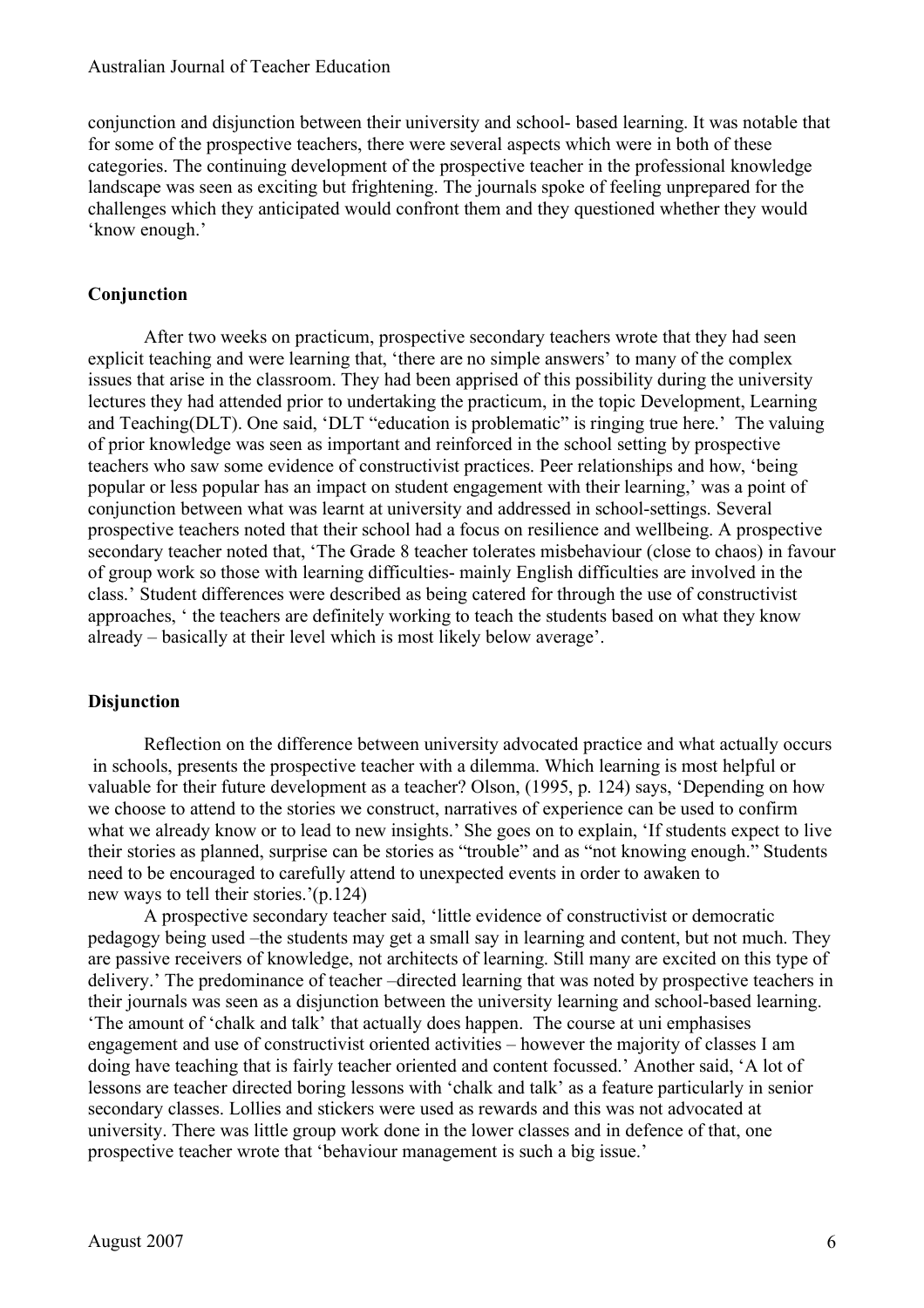conjunction and disjunction between their university and school- based learning. It was notable that for some of the prospective teachers, there were several aspects which were in both of these categories. The continuing development of the prospective teacher in the professional knowledge landscape was seen as exciting but frightening. The journals spoke of feeling unprepared for the challenges which they anticipated would confront them and they questioned whether they would 'know enough.'

### Conjunction

After two weeks on practicum, prospective secondary teachers wrote that they had seen explicit teaching and were learning that, 'there are no simple answers' to many of the complex issues that arise in the classroom. They had been apprised of this possibility during the university lectures they had attended prior to undertaking the practicum, in the topic Development, Learning and Teaching(DLT). One said, 'DLT "education is problematic" is ringing true here.' The valuing of prior knowledge was seen as important and reinforced in the school setting by prospective teachers who saw some evidence of constructivist practices. Peer relationships and how, 'being popular or less popular has an impact on student engagement with their learning,' was a point of conjunction between what was learnt at university and addressed in school-settings. Several prospective teachers noted that their school had a focus on resilience and wellbeing. A prospective secondary teacher noted that, 'The Grade 8 teacher tolerates misbehaviour (close to chaos) in favour of group work so those with learning difficulties- mainly English difficulties are involved in the class.' Student differences were described as being catered for through the use of constructivist approaches, ' the teachers are definitely working to teach the students based on what they know already – basically at their level which is most likely below average'.

### Disjunction

Reflection on the difference between university advocated practice and what actually occurs in schools, presents the prospective teacher with a dilemma. Which learning is most helpful or valuable for their future development as a teacher? Olson, (1995, p. 124) says, 'Depending on how we choose to attend to the stories we construct, narratives of experience can be used to confirm what we already know or to lead to new insights.' She goes on to explain, 'If students expect to live their stories as planned, surprise can be stories as "trouble" and as "not knowing enough." Students need to be encouraged to carefully attend to unexpected events in order to awaken to new ways to tell their stories.'(p.124)

A prospective secondary teacher said, 'little evidence of constructivist or democratic pedagogy being used –the students may get a small say in learning and content, but not much. They are passive receivers of knowledge, not architects of learning. Still many are excited on this type of delivery.' The predominance of teacher –directed learning that was noted by prospective teachers in their journals was seen as a disjunction between the university learning and school-based learning. 'The amount of 'chalk and talk' that actually does happen. The course at uni emphasises engagement and use of constructivist oriented activities – however the majority of classes I am doing have teaching that is fairly teacher oriented and content focussed.' Another said, 'A lot of lessons are teacher directed boring lessons with 'chalk and talk' as a feature particularly in senior secondary classes. Lollies and stickers were used as rewards and this was not advocated at university. There was little group work done in the lower classes and in defence of that, one prospective teacher wrote that 'behaviour management is such a big issue.'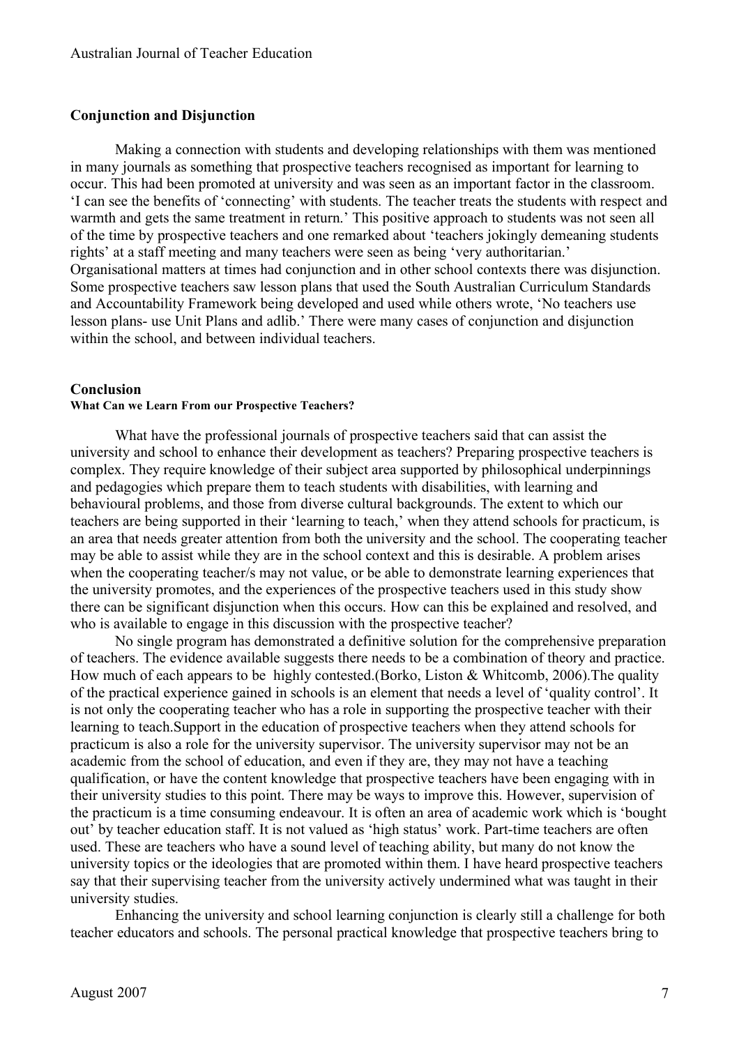### Conjunction and Disjunction

Making a connection with students and developing relationships with them was mentioned in many journals as something that prospective teachers recognised as important for learning to occur. This had been promoted at university and was seen as an important factor in the classroom. 'I can see the benefits of 'connecting' with students. The teacher treats the students with respect and warmth and gets the same treatment in return.' This positive approach to students was not seen all of the time by prospective teachers and one remarked about 'teachers jokingly demeaning students rights' at a staff meeting and many teachers were seen as being 'very authoritarian.' Organisational matters at times had conjunction and in other school contexts there was disjunction. Some prospective teachers saw lesson plans that used the South Australian Curriculum Standards and Accountability Framework being developed and used while others wrote, 'No teachers use lesson plans- use Unit Plans and adlib.' There were many cases of conjunction and disjunction within the school, and between individual teachers.

## Conclusion

#### What Can we Learn From our Prospective Teachers?

What have the professional journals of prospective teachers said that can assist the university and school to enhance their development as teachers? Preparing prospective teachers is complex. They require knowledge of their subject area supported by philosophical underpinnings and pedagogies which prepare them to teach students with disabilities, with learning and behavioural problems, and those from diverse cultural backgrounds. The extent to which our teachers are being supported in their 'learning to teach,' when they attend schools for practicum, is an area that needs greater attention from both the university and the school. The cooperating teacher may be able to assist while they are in the school context and this is desirable. A problem arises when the cooperating teacher/s may not value, or be able to demonstrate learning experiences that the university promotes, and the experiences of the prospective teachers used in this study show there can be significant disjunction when this occurs. How can this be explained and resolved, and who is available to engage in this discussion with the prospective teacher?

No single program has demonstrated a definitive solution for the comprehensive preparation of teachers. The evidence available suggests there needs to be a combination of theory and practice. How much of each appears to be highly contested.(Borko, Liston & Whitcomb, 2006).The quality of the practical experience gained in schools is an element that needs a level of 'quality control'. It is not only the cooperating teacher who has a role in supporting the prospective teacher with their learning to teach.Support in the education of prospective teachers when they attend schools for practicum is also a role for the university supervisor. The university supervisor may not be an academic from the school of education, and even if they are, they may not have a teaching qualification, or have the content knowledge that prospective teachers have been engaging with in their university studies to this point. There may be ways to improve this. However, supervision of the practicum is a time consuming endeavour. It is often an area of academic work which is 'bought out' by teacher education staff. It is not valued as 'high status' work. Part-time teachers are often used. These are teachers who have a sound level of teaching ability, but many do not know the university topics or the ideologies that are promoted within them. I have heard prospective teachers say that their supervising teacher from the university actively undermined what was taught in their university studies.

Enhancing the university and school learning conjunction is clearly still a challenge for both teacher educators and schools. The personal practical knowledge that prospective teachers bring to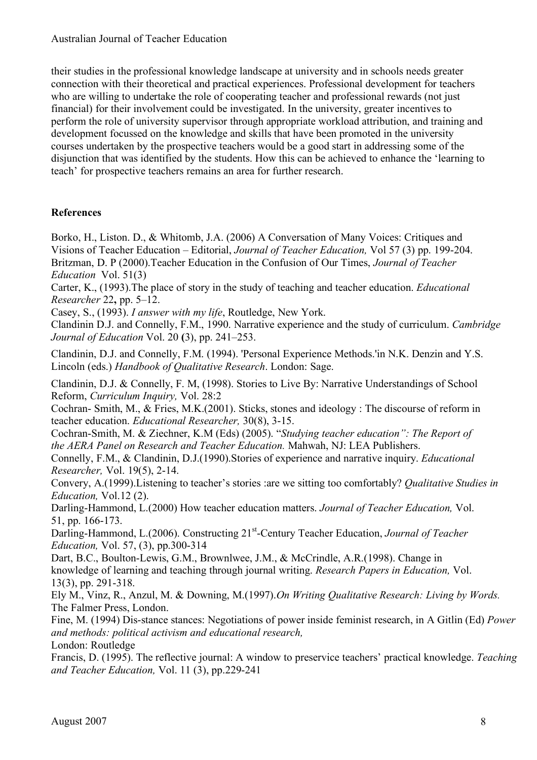their studies in the professional knowledge landscape at university and in schools needs greater connection with their theoretical and practical experiences. Professional development for teachers who are willing to undertake the role of cooperating teacher and professional rewards (not just financial) for their involvement could be investigated. In the university, greater incentives to perform the role of university supervisor through appropriate workload attribution, and training and development focussed on the knowledge and skills that have been promoted in the university courses undertaken by the prospective teachers would be a good start in addressing some of the disjunction that was identified by the students. How this can be achieved to enhance the 'learning to teach' for prospective teachers remains an area for further research.

## References

Borko, H., Liston. D., & Whitomb, J.A. (2006) A Conversation of Many Voices: Critiques and Visions of Teacher Education – Editorial, *Journal of Teacher Education,* Vol 57 (3) pp. 199-204.

Britzman, D. P (2000).Teacher Education in the Confusion of Our Times, *Journal of Teacher Education* Vol. 51(3)

Carter, K., (1993).The place of story in the study of teaching and teacher education. *Educational Researcher* 22**,** pp. 5–12.

Casey, S., (1993). *I answer with my life*, Routledge, New York.

Clandinin D.J. and Connelly, F.M., 1990. Narrative experience and the study of curriculum. *Cambridge Journal of Education* Vol. 20 **(**3), pp. 241–253.

Clandinin, D.J. and Connelly, F.M. (1994). 'Personal Experience Methods.'in N.K. Denzin and Y.S. Lincoln (eds.) *Handbook of Qualitative Research*. London: Sage.

Clandinin, D.J. & Connelly, F. M, (1998). Stories to Live By: Narrative Understandings of School Reform, *Curriculum Inquiry,* Vol. 28:2

Cochran- Smith, M., & Fries, M.K.(2001). Sticks, stones and ideology : The discourse of reform in teacher education. *Educational Researcher,* 30(8), 3-15.

Cochran-Smith, M. & Ziechner, K.M (Eds) (2005). "*Studying teacher education": The Report of the AERA Panel on Research and Teacher Education.* Mahwah, NJ: LEA Publishers.

Connelly, F.M., & Clandinin, D.J.(1990).Stories of experience and narrative inquiry. *Educational Researcher,* Vol. 19(5), 2-14.

Convery, A.(1999).Listening to teacher's stories :are we sitting too comfortably? *Qualitative Studies in Education,* Vol.12 (2).

Darling-Hammond, L.(2000) How teacher education matters. *Journal of Teacher Education,* Vol. 51, pp. 166-173.

Darling-Hammond, L.(2006). Constructing 21st-Century Teacher Education, *Journal of Teacher Education,* Vol. 57, (3), pp.300-314

Dart, B.C., Boulton-Lewis, G.M., Brownlwee, J.M., & McCrindle, A.R.(1998). Change in knowledge of learning and teaching through journal writing. *Research Papers in Education,* Vol. 13(3), pp. 291-318.

Ely M., Vinz, R., Anzul, M. & Downing, M.(1997).*On Writing Qualitative Research: Living by Words.* The Falmer Press, London.

Fine, M. (1994) Dis-stance stances: Negotiations of power inside feminist research, in A Gitlin (Ed) *Power and methods: political activism and educational research,*
London: Routledge

Francis, D. (1995). The reflective journal: A window to preservice teachers' practical knowledge. *Teaching and Teacher Education,* Vol. 11 (3), pp.229-241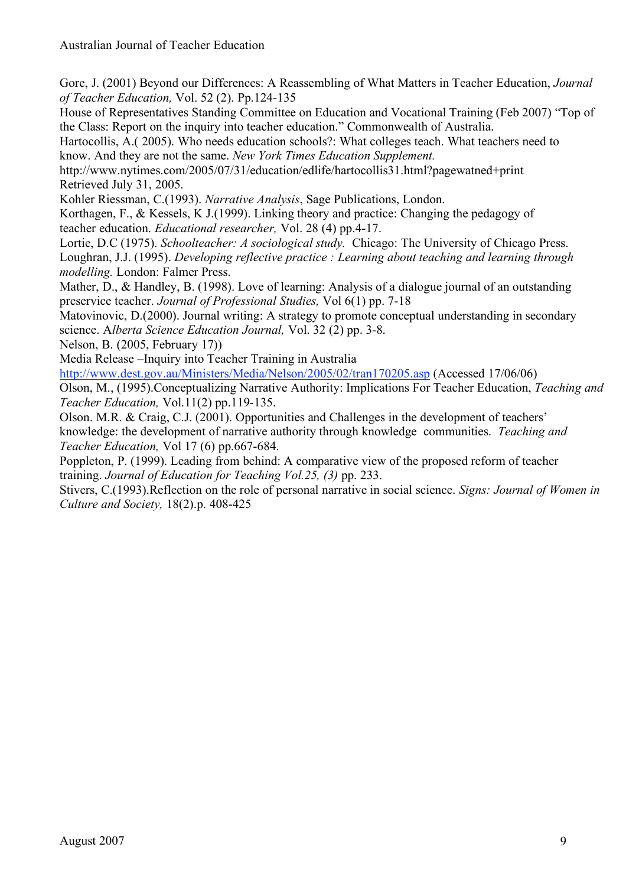Gore, J. (2001) Beyond our Differences: A Reassembling of What Matters in Teacher Education, *Journal of Teacher Education,* Vol. 52 (2). Pp.124-135

House of Representatives Standing Committee on Education and Vocational Training (Feb 2007) "Top of the Class: Report on the inquiry into teacher education." Commonwealth of Australia.

Hartocollis, A.( 2005). Who needs education schools?: What colleges teach. What teachers need to know. And they are not the same. *New York Times Education Supplement.* http://www.nytimes.com/2005/07/31/education/edlife/hartocollis31.html?pagewatned+print Retrieved July 31, 2005.

Kohler Riessman, C.(1993). *Narrative Analysis*, Sage Publications, London.

Korthagen, F., & Kessels, K J.(1999). Linking theory and practice: Changing the pedagogy of teacher education. *Educational researcher,* Vol. 28 (4) pp.4-17.

Lortie, D.C (1975). *Schoolteacher: A sociological study.* Chicago: The University of Chicago Press.

Loughran, J.J. (1995). *Developing reflective practice : Learning about teaching and learning through modelling.* London: Falmer Press.

Mather, D., & Handley, B. (1998). Love of learning: Analysis of a dialogue journal of an outstanding preservice teacher. *Journal of Professional Studies,* Vol 6(1) pp. 7-18

Matovinovic, D.(2000). Journal writing: A strategy to promote conceptual understanding in secondary science. *Alberta Science Education Journal,* Vol. 32 (2) pp. 3-8.

Nelson, B. (2005, February 17))
Media Release –Inquiry into Teacher Training in Australia
http://www.dest.gov.au/Ministers/Media/Nelson/2005/02/tran170205.asp (Accessed 17/06/06)

Olson, M., (1995).Conceptualizing Narrative Authority: Implications For Teacher Education, *Teaching and Teacher Education,* Vol.11(2) pp.119-135.

Olson. M.R. & Craig, C.J. (2001). Opportunities and Challenges in the development of teachers' knowledge: the development of narrative authority through knowledge communities. *Teaching and Teacher Education,* Vol 17 (6) pp.667-684.

Poppleton, P. (1999). Leading from behind: A comparative view of the proposed reform of teacher training. *Journal of Education for Teaching Vol.25, (3)* pp. 233.

Stivers, C.(1993).Reflection on the role of personal narrative in social science. *Signs: Journal of Women in Culture and Society,* 18(2).p. 408-425